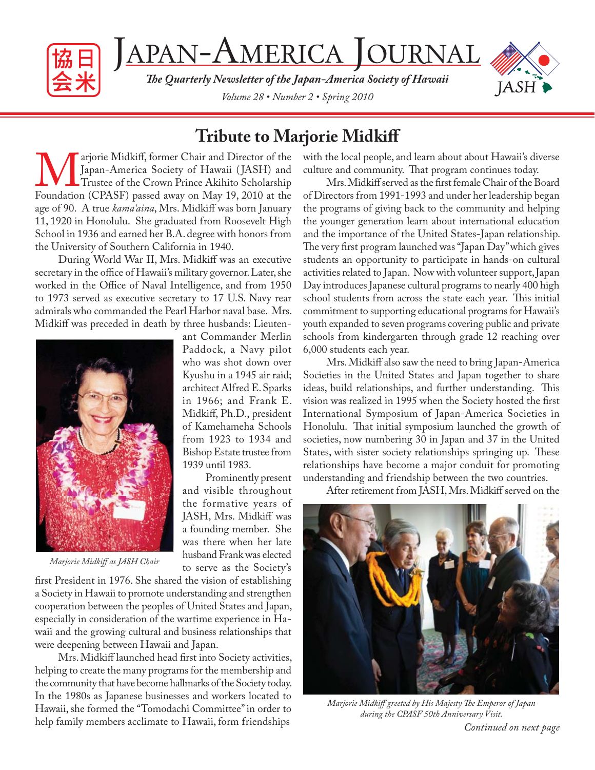# Japan-America Journal

*The Quarterly Newsletter of the Japan-America Society of Hawaii*

*Volume 28 • Number 2 • Spring 2010*

## Tribute to Marjorie Midkiff

Marjorie Midkiff, former Chair and Director of the Japan-America Society of Hawaii (JASH) and Trustee of the Crown Prince Akihito Scholarship Foundation (CPASF) passed away on May 19, 2010 at the age of 90. A true *kama'aina*, Mrs. Midkiff was born January 11, 1920 in Honolulu. She graduated from Roosevelt High School in 1936 and earned her B.A. degree with honors from the University of Southern California in 1940.

During World War II, Mrs. Midkiff was an executive secretary in the office of Hawaii's military governor. Later, she worked in the Office of Naval Intelligence, and from 1950 to 1973 served as executive secretary to 17 U.S. Navy rear admirals who commanded the Pearl Harbor naval base. Mrs. Midkiff was preceded in death by three husbands: Lieutenant Commander Merlin Paddock, a Navy pilot who was shot down over Kyushu in a 1945 air raid; architect Alfred E. Sparks in 1966; and Frank E. Midkiff, Ph.D., president of Kamehameha Schools from 1923 to 1934 and Bishop Estate trustee from 1939 until 1983.

*Marjorie Midkiff as JASH Chair*

Prominently present and visible throughout the formative years of JASH, Mrs. Midkiff was a founding member. She was there when her late husband Frank was elected to serve as the Society's first President in 1976. She shared the vision of establishing a Society in Hawaii to promote understanding and strengthen cooperation between the peoples of United States and Japan, especially in consideration of the wartime experience in Hawaii and the growing cultural and business relationships that were deepening between Hawaii and Japan.

Mrs. Midkiff launched head first into Society activities, helping to create the many programs for the membership and the community that have become hallmarks of the Society today. In the 1980s as Japanese businesses and workers located to Hawaii, she formed the "Tomodachi Committee" in order to help family members acclimate to Hawaii, form friendships with the local people, and learn about about Hawaii's diverse culture and community. That program continues today.

Mrs. Midkiff served as the first female Chair of the Board of Directors from 1991-1993 and under her leadership began the programs of giving back to the community and helping the younger generation learn about international education and the importance of the United States-Japan relationship. The very first program launched was "Japan Day" which gives students an opportunity to participate in hands-on cultural activities related to Japan. Now with volunteer support, Japan Day introduces Japanese cultural programs to nearly 400 high school students from across the state each year. This initial commitment to supporting educational programs for Hawaii's youth expanded to seven programs covering public and private schools from kindergarten through grade 12 reaching over 6,000 students each year.

Mrs. Midkiff also saw the need to bring Japan-America Societies in the United States and Japan together to share ideas, build relationships, and further understanding. This vision was realized in 1995 when the Society hosted the first International Symposium of Japan-America Societies in Honolulu. That initial symposium launched the growth of societies, now numbering 30 in Japan and 37 in the United States, with sister society relationships springing up. These relationships have become a major conduit for promoting understanding and friendship between the two countries.

After retirement from JASH, Mrs. Midkiff served on the

*Marjorie Midkiff greeted by His Majesty The Emperor of Japan during the CPASF 50th Anniversary Visit.*

*Continued on next page*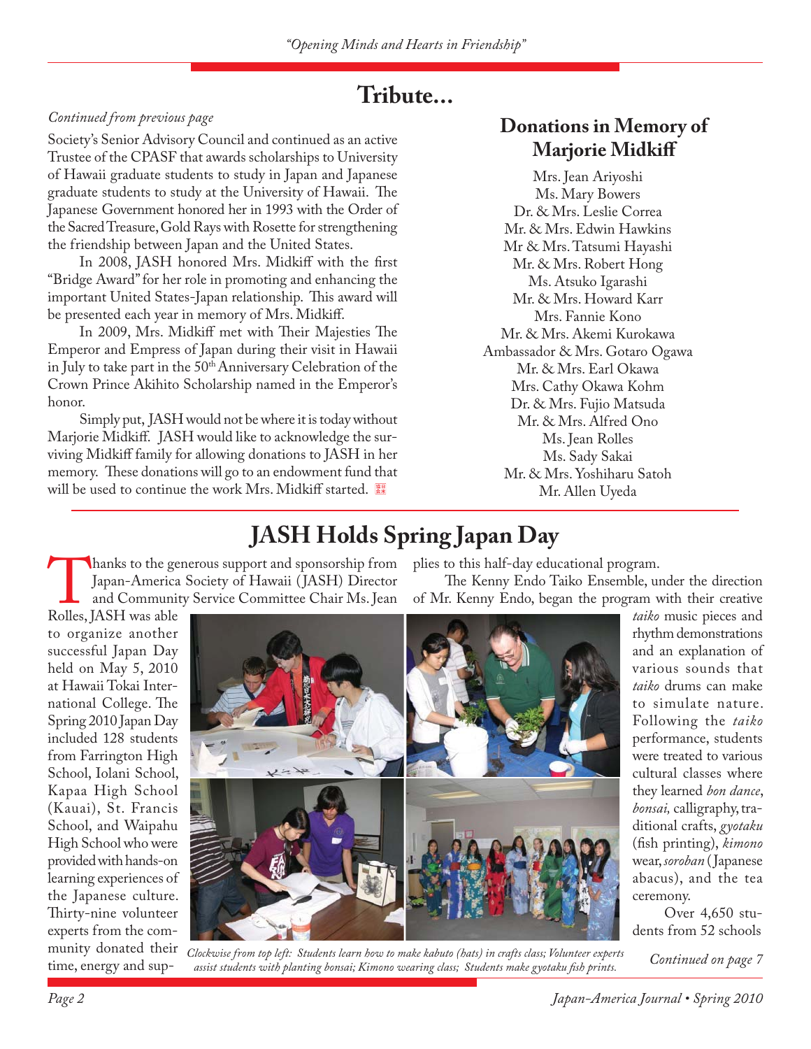# Tribute...

*Continued from previous page*

Society's Senior Advisory Council and continued as an active Trustee of the CPASF that awards scholarships to University of Hawaii graduate students to study in Japan and Japanese graduate students to study at the University of Hawaii. The Japanese Government honored her in 1993 with the Order of the Sacred Treasure, Gold Rays with Rosette for strengthening the friendship between Japan and the United States.

In 2008, JASH honored Mrs. Midkiff with the first "Bridge Award" for her role in promoting and enhancing the important United States-Japan relationship. This award will be presented each year in memory of Mrs. Midkiff.

In 2009, Mrs. Midkiff met with Their Majesties The Emperor and Empress of Japan during their visit in Hawaii in July to take part in the 50th Anniversary Celebration of the Crown Prince Akihito Scholarship named in the Emperor's honor.

Simply put, JASH would not be where it is today without Marjorie Midkiff. JASH would like to acknowledge the surviving Midkiff family for allowing donations to JASH in her memory. These donations will go to an endowment fund that will be used to continue the work Mrs. Midkiff started.

## Donations in Memory of Marjorie Midkiff

Mrs. Jean Ariyoshi
Ms. Mary Bowers
Dr. & Mrs. Leslie Correa
Mr. & Mrs. Edwin Hawkins
Mr & Mrs. Tatsumi Hayashi
Mr. & Mrs. Robert Hong
Ms. Atsuko Igarashi
Mr. & Mrs. Howard Karr
Mrs. Fannie Kono
Mr. & Mrs. Akemi Kurokawa
Ambassador & Mrs. Gotaro Ogawa
Mr. & Mrs. Earl Okawa
Mrs. Cathy Okawa Kohm
Dr. & Mrs. Fujio Matsuda
Mr. & Mrs. Alfred Ono
Ms. Jean Rolles
Ms. Sady Sakai
Mr. & Mrs. Yoshiharu Satoh
Mr. Allen Uyeda

# JASH Holds Spring Japan Day

Thanks to the generous support and sponsorship from Japan-America Society of Hawaii (JASH) Director and Community Service Committee Chair Ms. Jean Rolles, JASH was able to organize another successful Japan Day held on May 5, 2010 at Hawaii Tokai International College. The Spring 2010 Japan Day included 128 students from Farrington High School, Iolani School, Kapaa High School (Kauai), St. Francis School, and Waipahu High School who were provided with hands-on learning experiences of the Japanese culture. Thirty-nine volunteer experts from the community donated their time, energy and supplies to this half-day educational program.

The Kenny Endo Taiko Ensemble, under the direction of Mr. Kenny Endo, began the program with their creative *taiko* music pieces and rhythm demonstrations and an explanation of various sounds that *taiko* drums can make to simulate nature. Following the *taiko* performance, students were treated to various cultural classes where they learned *bon dance*, *bonsai,* calligraphy, traditional crafts, *gyotaku* (fish printing), *kimono* wear, *soroban* (Japanese abacus), and the tea ceremony.

Over 4,650 students from 52 schools

*Clockwise from top left: Students learn how to make kabuto (hats) in crafts class; Volunteer experts assist students with planting bonsai; Kimono wearing class; Students make gyotaku fish prints.*

*Continued on page 7*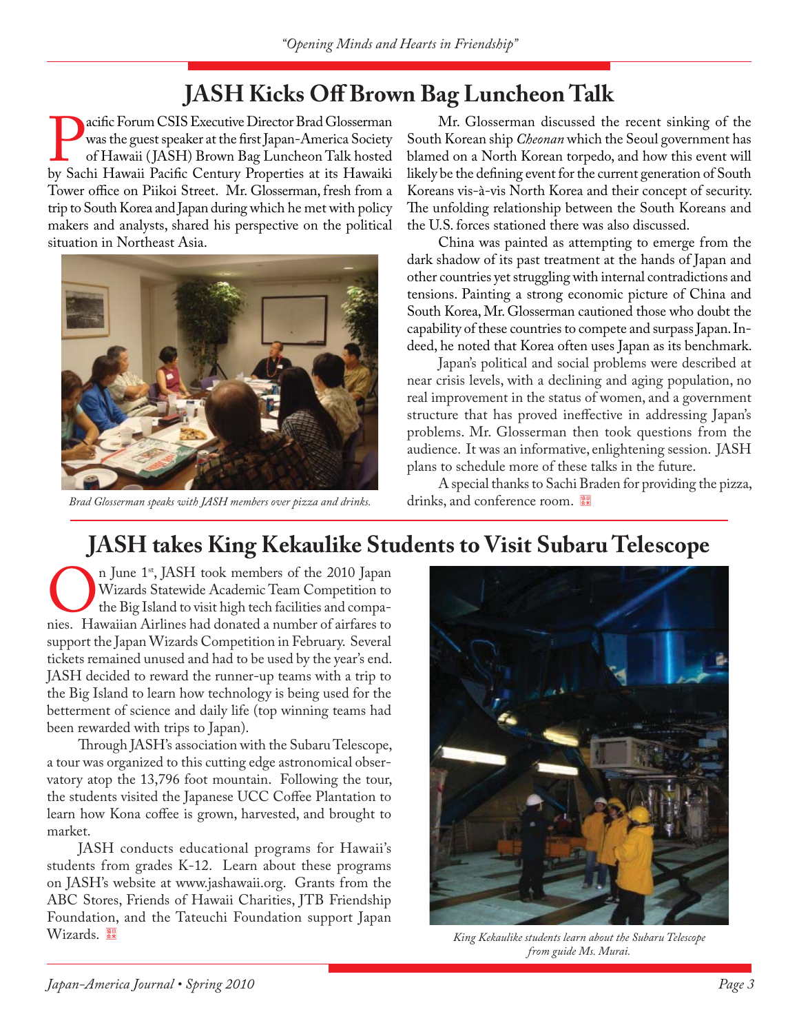# JASH Kicks Off Brown Bag Luncheon Talk

Pacific Forum CSIS Executive Director Brad Glosserman was the guest speaker at the first Japan-America Society of Hawaii (JASH) Brown Bag Luncheon Talk hosted by Sachi Hawaii Pacific Century Properties at its Hawaiki Tower office on Piikoi Street. Mr. Glosserman, fresh from a trip to South Korea and Japan during which he met with policy makers and analysts, shared his perspective on the political situation in Northeast Asia.

*Brad Glosserman speaks with JASH members over pizza and drinks.*

Mr. Glosserman discussed the recent sinking of the South Korean ship *Cheonan* which the Seoul government has blamed on a North Korean torpedo, and how this event will likely be the defining event for the current generation of South Koreans vis-à-vis North Korea and their concept of security. The unfolding relationship between the South Koreans and the U.S. forces stationed there was also discussed.

China was painted as attempting to emerge from the dark shadow of its past treatment at the hands of Japan and other countries yet struggling with internal contradictions and tensions. Painting a strong economic picture of China and South Korea, Mr. Glosserman cautioned those who doubt the capability of these countries to compete and surpass Japan. Indeed, he noted that Korea often uses Japan as its benchmark.

Japan's political and social problems were described at near crisis levels, with a declining and aging population, no real improvement in the status of women, and a government structure that has proved ineffective in addressing Japan's problems. Mr. Glosserman then took questions from the audience. It was an informative, enlightening session. JASH plans to schedule more of these talks in the future.

A special thanks to Sachi Braden for providing the pizza, drinks, and conference room.

# JASH takes King Kekaulike Students to Visit Subaru Telescope

On June 1st, JASH took members of the 2010 Japan Wizards Statewide Academic Team Competition to the Big Island to visit high tech facilities and companies. Hawaiian Airlines had donated a number of airfares to support the Japan Wizards Competition in February. Several tickets remained unused and had to be used by the year's end. JASH decided to reward the runner-up teams with a trip to the Big Island to learn how technology is being used for the betterment of science and daily life (top winning teams had been rewarded with trips to Japan).

Through JASH's association with the Subaru Telescope, a tour was organized to this cutting edge astronomical observatory atop the 13,796 foot mountain. Following the tour, the students visited the Japanese UCC Coffee Plantation to learn how Kona coffee is grown, harvested, and brought to market.

JASH conducts educational programs for Hawaii's students from grades K-12. Learn about these programs on JASH's website at www.jashawaii.org. Grants from the ABC Stores, Friends of Hawaii Charities, JTB Friendship Foundation, and the Tateuchi Foundation support Japan Wizards.

*King Kekaulike students learn about the Subaru Telescope from guide Ms. Murai.*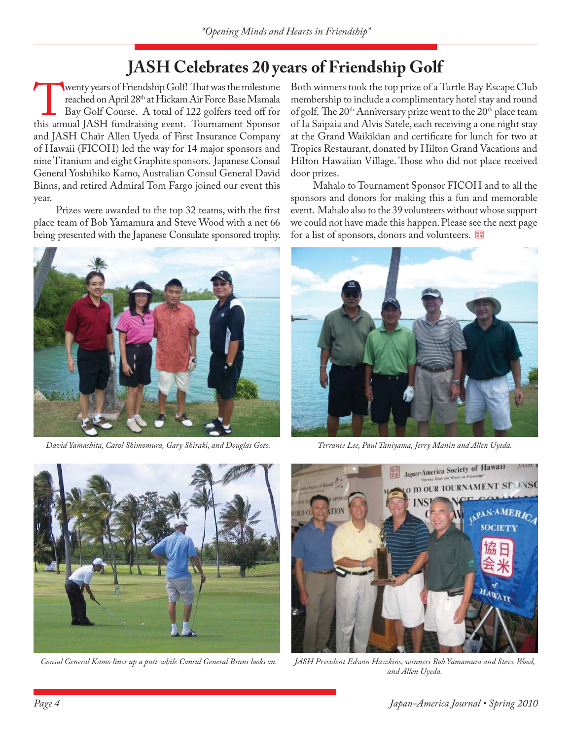# JASH Celebrates 20 years of Friendship Golf

Twenty years of Friendship Golf! That was the milestone reached on April 28th at Hickam Air Force Base Mamala Bay Golf Course. A total of 122 golfers teed off for this annual JASH fundraising event. Tournament Sponsor and JASH Chair Allen Uyeda of First Insurance Company of Hawaii (FICOH) led the way for 14 major sponsors and nine Titanium and eight Graphite sponsors. Japanese Consul General Yoshihiko Kamo, Australian Consul General David Binns, and retired Admiral Tom Fargo joined our event this year.

Prizes were awarded to the top 32 teams, with the first place team of Bob Yamamura and Steve Wood with a net 66 being presented with the Japanese Consulate sponsored trophy. Both winners took the top prize of a Turtle Bay Escape Club membership to include a complimentary hotel stay and round of golf. The 20th Anniversary prize went to the 20th place team of Ia Saipaia and Alvis Satele, each receiving a one night stay at the Grand Waikikian and certificate for lunch for two at Tropics Restaurant, donated by Hilton Grand Vacations and Hilton Hawaiian Village. Those who did not place received door prizes.

Mahalo to Tournament Sponsor FICOH and to all the sponsors and donors for making this a fun and memorable event. Mahalo also to the 39 volunteers without whose support we could not have made this happen. Please see the next page for a list of sponsors, donors and volunteers.

*David Yamashita, Carol Shimomura, Gary Shiraki, and Douglas Goto.*

*Terrance Lee, Paul Taniyama, Jerry Manin and Allen Uyeda.*

*Consul General Kamo lines up a putt while Consul General Binns looks on.*

*JASH President Edwin Hawkins, winners Bob Yamamura and Steve Wood, and Allen Uyeda.*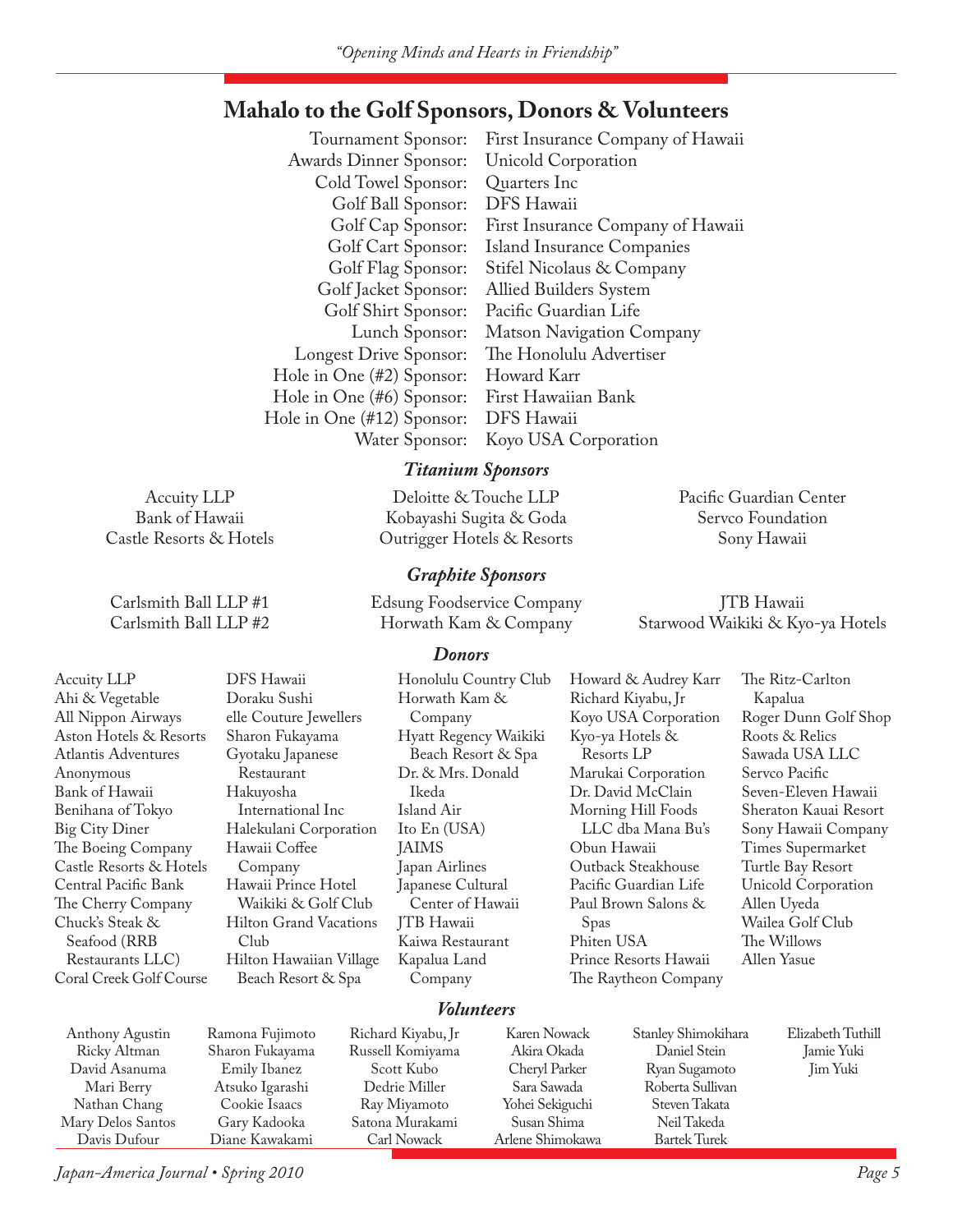## Mahalo to the Golf Sponsors, Donors & Volunteers

| | |
|---|---|
| Tournament Sponsor: | First Insurance Company of Hawaii |
| Awards Dinner Sponsor: | Unicold Corporation |
| Cold Towel Sponsor: | Quarters Inc |
| Golf Ball Sponsor: | DFS Hawaii |
| Golf Cap Sponsor: | First Insurance Company of Hawaii |
| Golf Cart Sponsor: | Island Insurance Companies |
| Golf Flag Sponsor: | Stifel Nicolaus & Company |
| Golf Jacket Sponsor: | Allied Builders System |
| Golf Shirt Sponsor: | Pacific Guardian Life |
| Lunch Sponsor: | Matson Navigation Company |
| Longest Drive Sponsor: | The Honolulu Advertiser |
| Hole in One (#2) Sponsor: | Howard Karr |
| Hole in One (#6) Sponsor: | First Hawaiian Bank |
| Hole in One (#12) Sponsor: | DFS Hawaii |
| Water Sponsor: | Koyo USA Corporation |

### *Titanium Sponsors*

Accuity LLP
Bank of Hawaii
Castle Resorts & Hotels
Deloitte & Touche LLP
Kobayashi Sugita & Goda
Outrigger Hotels & Resorts
Pacific Guardian Center
Servco Foundation
Sony Hawaii

### *Graphite Sponsors*

Carlsmith Ball LLP #1
Carlsmith Ball LLP #2
Edsung Foodservice Company
Horwath Kam & Company
JTB Hawaii
Starwood Waikiki & Kyo-ya Hotels

### *Donors*

Accuity LLP
Ahi & Vegetable
All Nippon Airways
Aston Hotels & Resorts
Atlantis Adventures
Anonymous
Bank of Hawaii
Benihana of Tokyo
Big City Diner
The Boeing Company
Castle Resorts & Hotels
Central Pacific Bank
The Cherry Company
Chuck's Steak & Seafood (RRB Restaurants LLC)
Coral Creek Golf Course
DFS Hawaii
Doraku Sushi
elle Couture Jewellers
Sharon Fukayama
Gyotaku Japanese Restaurant
Hakuyosha International Inc
Halekulani Corporation
Hawaii Coffee Company
Hawaii Prince Hotel Waikiki & Golf Club
Hilton Grand Vacations Club
Hilton Hawaiian Village Beach Resort & Spa
Honolulu Country Club
Horwath Kam & Company
Hyatt Regency Waikiki Beach Resort & Spa
Dr. & Mrs. Donald Ikeda
Island Air
Ito En (USA)
JAIMS
Japan Airlines
Japanese Cultural Center of Hawaii
JTB Hawaii
Kaiwa Restaurant
Kapalua Land Company
Howard & Audrey Karr
Richard Kiyabu, Jr
Koyo USA Corporation
Kyo-ya Hotels & Resorts LP
Marukai Corporation
Dr. David McClain
Morning Hill Foods LLC dba Mana Bu's
Obun Hawaii
Outback Steakhouse
Pacific Guardian Life
Paul Brown Salons & Spas
Phiten USA
Prince Resorts Hawaii
The Raytheon Company
The Ritz-Carlton Kapalua
Roger Dunn Golf Shop
Roots & Relics
Sawada USA LLC
Servco Pacific
Seven-Eleven Hawaii
Sheraton Kauai Resort
Sony Hawaii Company
Times Supermarket
Turtle Bay Resort
Unicold Corporation
Allen Uyeda
Wailea Golf Club
The Willows
Allen Yasue

### *Volunteers*

Anthony Agustin
Ricky Altman
David Asanuma
Mari Berry
Nathan Chang
Mary Delos Santos
Davis Dufour
Ramona Fujimoto
Sharon Fukayama
Emily Ibanez
Atsuko Igarashi
Cookie Isaacs
Gary Kadooka
Diane Kawakami
Richard Kiyabu, Jr
Russell Komiyama
Scott Kubo
Dedrie Miller
Ray Miyamoto
Satona Murakami
Carl Nowack
Karen Nowack
Akira Okada
Cheryl Parker
Sara Sawada
Yohei Sekiguchi
Susan Shima
Arlene Shimokawa
Stanley Shimokihara
Daniel Stein
Ryan Sugamoto
Roberta Sullivan
Steven Takata
Neil Takeda
Bartek Turek
Elizabeth Tuthill
Jamie Yuki
Jim Yuki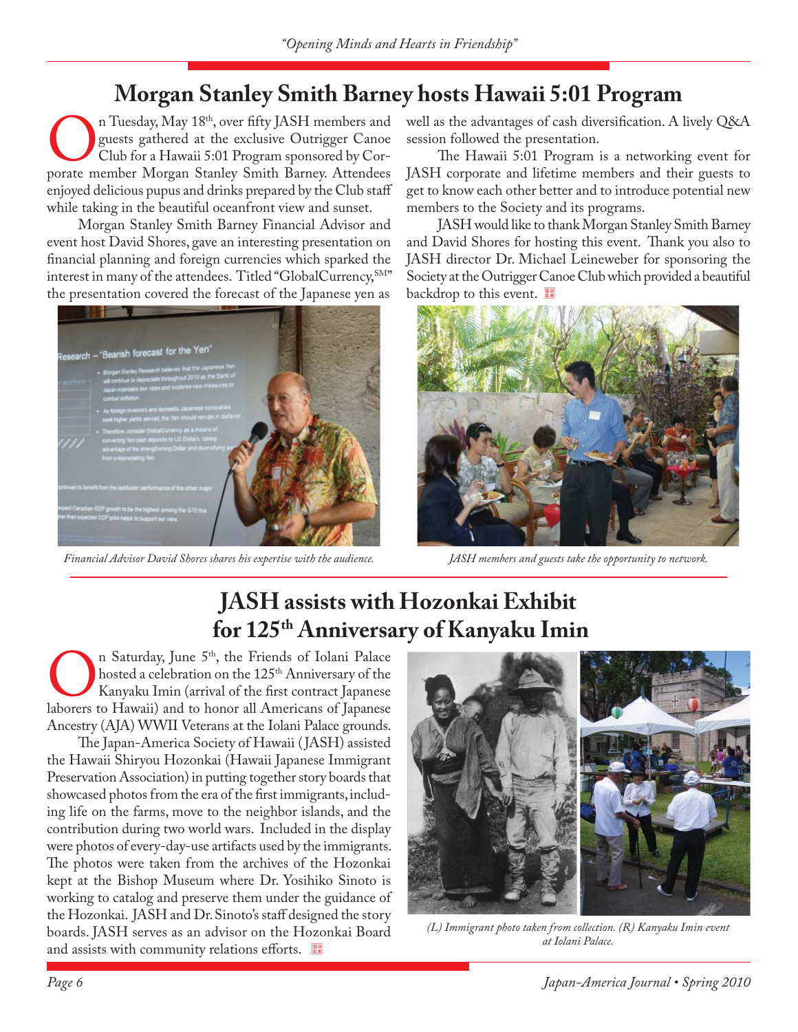## Morgan Stanley Smith Barney hosts Hawaii 5:01 Program

On Tuesday, May 18th, over fifty JASH members and guests gathered at the exclusive Outrigger Canoe Club for a Hawaii 5:01 Program sponsored by Corporate member Morgan Stanley Smith Barney. Attendees enjoyed delicious pupus and drinks prepared by the Club staff while taking in the beautiful oceanfront view and sunset.

Morgan Stanley Smith Barney Financial Advisor and event host David Shores, gave an interesting presentation on financial planning and foreign currencies which sparked the interest in many of the attendees. Titled "GlobalCurrency,SM" the presentation covered the forecast of the Japanese yen as well as the advantages of cash diversification. A lively Q&A session followed the presentation.

The Hawaii 5:01 Program is a networking event for JASH corporate and lifetime members and their guests to get to know each other better and to introduce potential new members to the Society and its programs.

JASH would like to thank Morgan Stanley Smith Barney and David Shores for hosting this event. Thank you also to JASH director Dr. Michael Leineweber for sponsoring the Society at the Outrigger Canoe Club which provided a beautiful backdrop to this event.

*Financial Advisor David Shores shares his expertise with the audience.*

*JASH members and guests take the opportunity to network.*

## JASH assists with Hozonkai Exhibit for 125th Anniversary of Kanyaku Imin

On Saturday, June 5th, the Friends of Iolani Palace hosted a celebration on the 125th Anniversary of the Kanyaku Imin (arrival of the first contract Japanese laborers to Hawaii) and to honor all Americans of Japanese Ancestry (AJA) WWII Veterans at the Iolani Palace grounds.

The Japan-America Society of Hawaii (JASH) assisted the Hawaii Shiryou Hozonkai (Hawaii Japanese Immigrant Preservation Association) in putting together story boards that showcased photos from the era of the first immigrants, including life on the farms, move to the neighbor islands, and the contribution during two world wars. Included in the display were photos of every-day-use artifacts used by the immigrants. The photos were taken from the archives of the Hozonkai kept at the Bishop Museum where Dr. Yosihiko Sinoto is working to catalog and preserve them under the guidance of the Hozonkai. JASH and Dr. Sinoto's staff designed the story boards. JASH serves as an advisor on the Hozonkai Board and assists with community relations efforts.

*(L) Immigrant photo taken from collection. (R) Kanyaku Imin event at Iolani Palace.*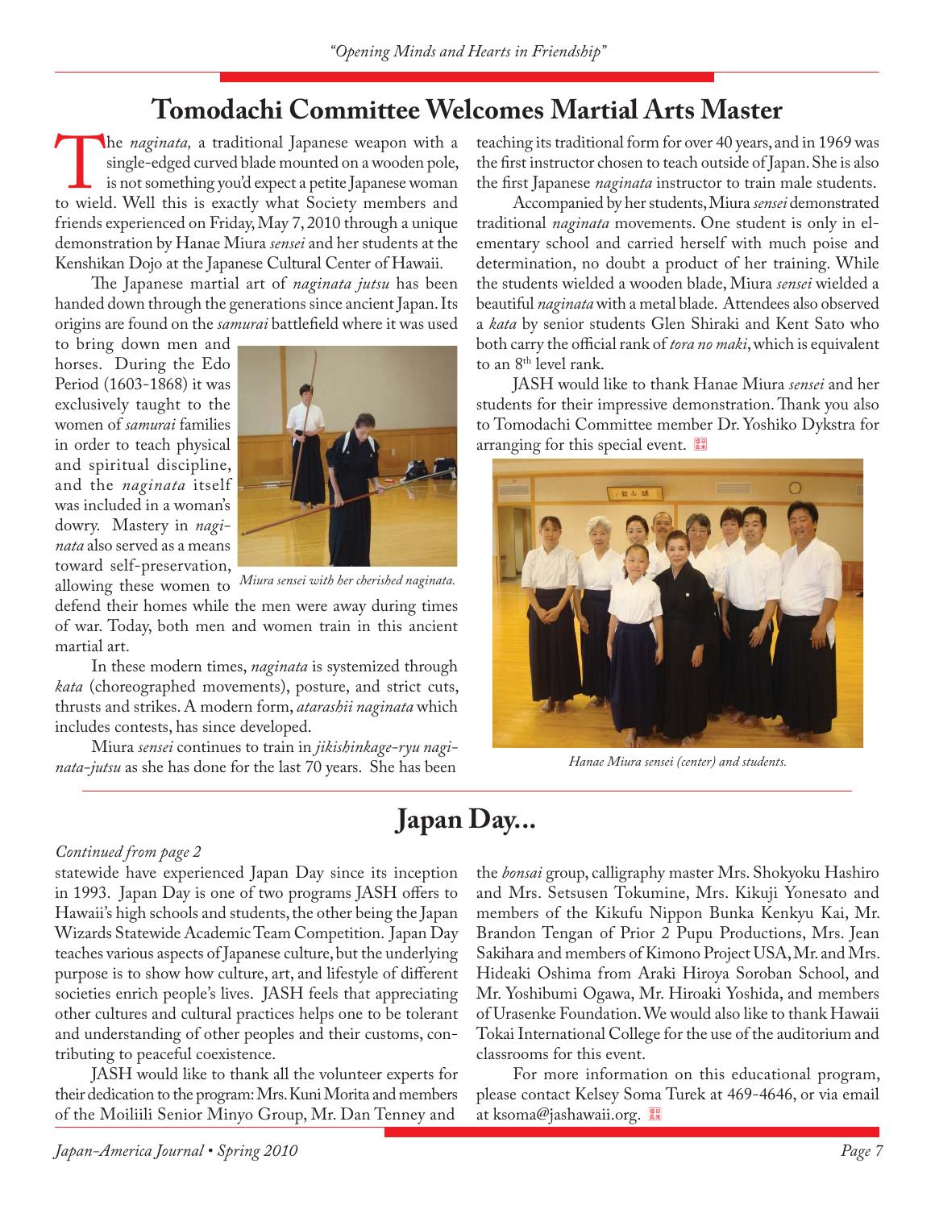# Tomodachi Committee Welcomes Martial Arts Master

The *naginata,* a traditional Japanese weapon with a single-edged curved blade mounted on a wooden pole, is not something you'd expect a petite Japanese woman to wield. Well this is exactly what Society members and friends experienced on Friday, May 7, 2010 through a unique demonstration by Hanae Miura *sensei* and her students at the Kenshikan Dojo at the Japanese Cultural Center of Hawaii.

The Japanese martial art of *naginata jutsu* has been handed down through the generations since ancient Japan. Its origins are found on the *samurai* battlefield where it was used to bring down men and horses. During the Edo Period (1603-1868) it was exclusively taught to the women of *samurai* families in order to teach physical and spiritual discipline, and the *naginata* itself was included in a woman's dowry. Mastery in *naginata* also served as a means toward self-preservation, allowing these women to defend their homes while the men were away during times of war. Today, both men and women train in this ancient martial art.

*Miura sensei with her cherished naginata.*

In these modern times, *naginata* is systemized through *kata* (choreographed movements), posture, and strict cuts, thrusts and strikes. A modern form, *atarashii naginata* which includes contests, has since developed.

Miura *sensei* continues to train in *jikishinkage-ryu naginata-jutsu* as she has done for the last 70 years. She has been teaching its traditional form for over 40 years, and in 1969 was the first instructor chosen to teach outside of Japan. She is also the first Japanese *naginata* instructor to train male students.

Accompanied by her students, Miura *sensei* demonstrated traditional *naginata* movements. One student is only in elementary school and carried herself with much poise and determination, no doubt a product of her training. While the students wielded a wooden blade, Miura *sensei* wielded a beautiful *naginata* with a metal blade. Attendees also observed a *kata* by senior students Glen Shiraki and Kent Sato who both carry the official rank of *tora no maki*, which is equivalent to an 8th level rank.

JASH would like to thank Hanae Miura *sensei* and her students for their impressive demonstration. Thank you also to Tomodachi Committee member Dr. Yoshiko Dykstra for arranging for this special event.

*Hanae Miura sensei (center) and students.*

# Japan Day...

*Continued from page 2*

statewide have experienced Japan Day since its inception in 1993. Japan Day is one of two programs JASH offers to Hawaii's high schools and students, the other being the Japan Wizards Statewide Academic Team Competition. Japan Day teaches various aspects of Japanese culture, but the underlying purpose is to show how culture, art, and lifestyle of different societies enrich people's lives. JASH feels that appreciating other cultures and cultural practices helps one to be tolerant and understanding of other peoples and their customs, contributing to peaceful coexistence.

JASH would like to thank all the volunteer experts for their dedication to the program: Mrs. Kuni Morita and members of the Moiliili Senior Minyo Group, Mr. Dan Tenney and the *bonsai* group, calligraphy master Mrs. Shokyoku Hashiro and Mrs. Setsusen Tokumine, Mrs. Kikuji Yonesato and members of the Kikufu Nippon Bunka Kenkyu Kai, Mr. Brandon Tengan of Prior 2 Pupu Productions, Mrs. Jean Sakihara and members of Kimono Project USA, Mr. and Mrs. Hideaki Oshima from Araki Hiroya Soroban School, and Mr. Yoshibumi Ogawa, Mr. Hiroaki Yoshida, and members of Urasenke Foundation. We would also like to thank Hawaii Tokai International College for the use of the auditorium and classrooms for this event.

For more information on this educational program, please contact Kelsey Soma Turek at 469-4646, or via email at ksoma@jashawaii.org.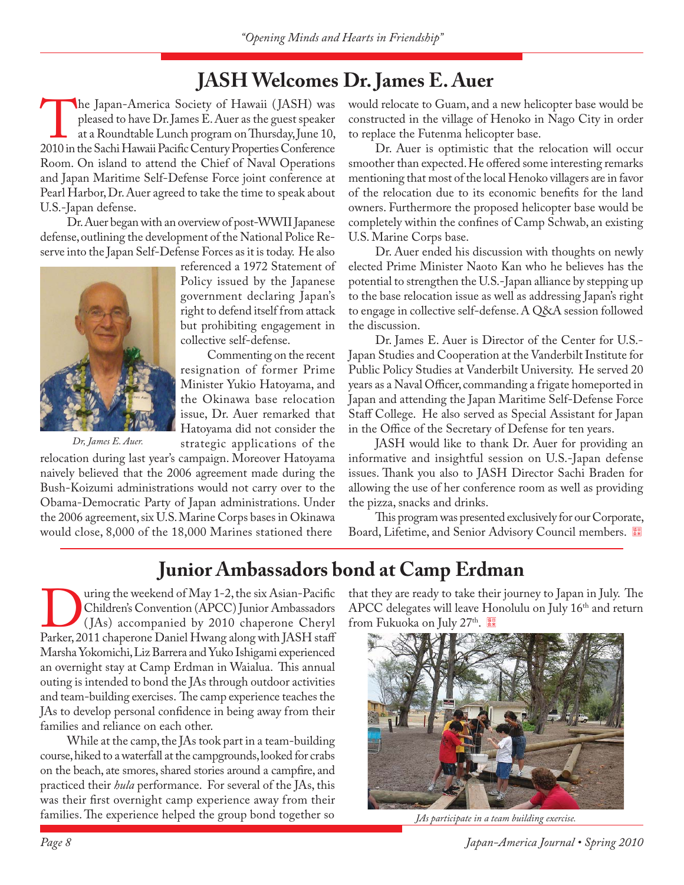# JASH Welcomes Dr. James E. Auer

The Japan-America Society of Hawaii (JASH) was pleased to have Dr. James E. Auer as the guest speaker at a Roundtable Lunch program on Thursday, June 10, 2010 in the Sachi Hawaii Pacific Century Properties Conference Room. On island to attend the Chief of Naval Operations and Japan Maritime Self-Defense Force joint conference at Pearl Harbor, Dr. Auer agreed to take the time to speak about U.S.-Japan defense.

Dr. Auer began with an overview of post-WWII Japanese defense, outlining the development of the National Police Reserve into the Japan Self-Defense Forces as it is today. He also referenced a 1972 Statement of Policy issued by the Japanese government declaring Japan's right to defend itself from attack but prohibiting engagement in collective self-defense.

*Dr, James E. Auer.*

Commenting on the recent resignation of former Prime Minister Yukio Hatoyama, and the Okinawa base relocation issue, Dr. Auer remarked that Hatoyama did not consider the strategic applications of the relocation during last year's campaign. Moreover Hatoyama naively believed that the 2006 agreement made during the Bush-Koizumi administrations would not carry over to the Obama-Democratic Party of Japan administrations. Under the 2006 agreement, six U.S. Marine Corps bases in Okinawa would close, 8,000 of the 18,000 Marines stationed there would relocate to Guam, and a new helicopter base would be constructed in the village of Henoko in Nago City in order to replace the Futenma helicopter base.

Dr. Auer is optimistic that the relocation will occur smoother than expected. He offered some interesting remarks mentioning that most of the local Henoko villagers are in favor of the relocation due to its economic benefits for the land owners. Furthermore the proposed helicopter base would be completely within the confines of Camp Schwab, an existing U.S. Marine Corps base.

Dr. Auer ended his discussion with thoughts on newly elected Prime Minister Naoto Kan who he believes has the potential to strengthen the U.S.-Japan alliance by stepping up to the base relocation issue as well as addressing Japan's right to engage in collective self-defense. A Q&A session followed the discussion.

Dr. James E. Auer is Director of the Center for U.S.-Japan Studies and Cooperation at the Vanderbilt Institute for Public Policy Studies at Vanderbilt University. He served 20 years as a Naval Officer, commanding a frigate homeported in Japan and attending the Japan Maritime Self-Defense Force Staff College. He also served as Special Assistant for Japan in the Office of the Secretary of Defense for ten years.

JASH would like to thank Dr. Auer for providing an informative and insightful session on U.S.-Japan defense issues. Thank you also to JASH Director Sachi Braden for allowing the use of her conference room as well as providing the pizza, snacks and drinks.

This program was presented exclusively for our Corporate, Board, Lifetime, and Senior Advisory Council members.

# Junior Ambassadors bond at Camp Erdman

During the weekend of May 1-2, the six Asian-Pacific Children's Convention (APCC) Junior Ambassadors (JAs) accompanied by 2010 chaperone Cheryl Parker, 2011 chaperone Daniel Hwang along with JASH staff Marsha Yokomichi, Liz Barrera and Yuko Ishigami experienced an overnight stay at Camp Erdman in Waialua. This annual outing is intended to bond the JAs through outdoor activities and team-building exercises. The camp experience teaches the JAs to develop personal confidence in being away from their families and reliance on each other.

While at the camp, the JAs took part in a team-building course, hiked to a waterfall at the campgrounds, looked for crabs on the beach, ate smores, shared stories around a campfire, and practiced their *hula* performance. For several of the JAs, this was their first overnight camp experience away from their families. The experience helped the group bond together so that they are ready to take their journey to Japan in July. The APCC delegates will leave Honolulu on July 16th and return from Fukuoka on July 27th.

*JAs participate in a team building exercise.*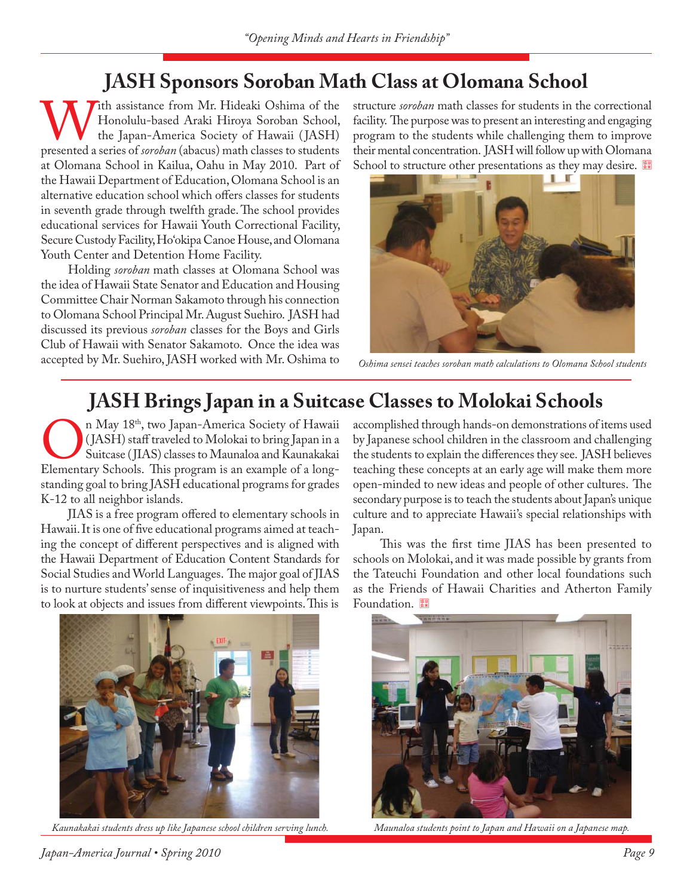# JASH Sponsors Soroban Math Class at Olomana School

With assistance from Mr. Hideaki Oshima of the Honolulu-based Araki Hiroya Soroban School, the Japan-America Society of Hawaii (JASH) presented a series of *soroban* (abacus) math classes to students at Olomana School in Kailua, Oahu in May 2010. Part of the Hawaii Department of Education, Olomana School is an alternative education school which offers classes for students in seventh grade through twelfth grade. The school provides educational services for Hawaii Youth Correctional Facility, Secure Custody Facility, Ho'okipa Canoe House, and Olomana Youth Center and Detention Home Facility.

Holding *soroban* math classes at Olomana School was the idea of Hawaii State Senator and Education and Housing Committee Chair Norman Sakamoto through his connection to Olomana School Principal Mr. August Suehiro. JASH had discussed its previous *soroban* classes for the Boys and Girls Club of Hawaii with Senator Sakamoto. Once the idea was accepted by Mr. Suehiro, JASH worked with Mr. Oshima to structure *soroban* math classes for students in the correctional facility. The purpose was to present an interesting and engaging program to the students while challenging them to improve their mental concentration. JASH will follow up with Olomana School to structure other presentations as they may desire.

*Oshima sensei teaches soroban math calculations to Olomana School students*

# JASH Brings Japan in a Suitcase Classes to Molokai Schools

On May 18th, two Japan-America Society of Hawaii (JASH) staff traveled to Molokai to bring Japan in a Suitcase (JIAS) classes to Maunaloa and Kaunakakai Elementary Schools. This program is an example of a long-standing goal to bring JASH educational programs for grades K-12 to all neighbor islands.

JIAS is a free program offered to elementary schools in Hawaii. It is one of five educational programs aimed at teaching the concept of different perspectives and is aligned with the Hawaii Department of Education Content Standards for Social Studies and World Languages. The major goal of JIAS is to nurture students' sense of inquisitiveness and help them to look at objects and issues from different viewpoints. This is accomplished through hands-on demonstrations of items used by Japanese school children in the classroom and challenging the students to explain the differences they see. JASH believes teaching these concepts at an early age will make them more open-minded to new ideas and people of other cultures. The secondary purpose is to teach the students about Japan's unique culture and to appreciate Hawaii's special relationships with Japan.

This was the first time JIAS has been presented to schools on Molokai, and it was made possible by grants from the Tateuchi Foundation and other local foundations such as the Friends of Hawaii Charities and Atherton Family Foundation.

*Kaunakakai students dress up like Japanese school children serving lunch.*

*Maunaloa students point to Japan and Hawaii on a Japanese map.*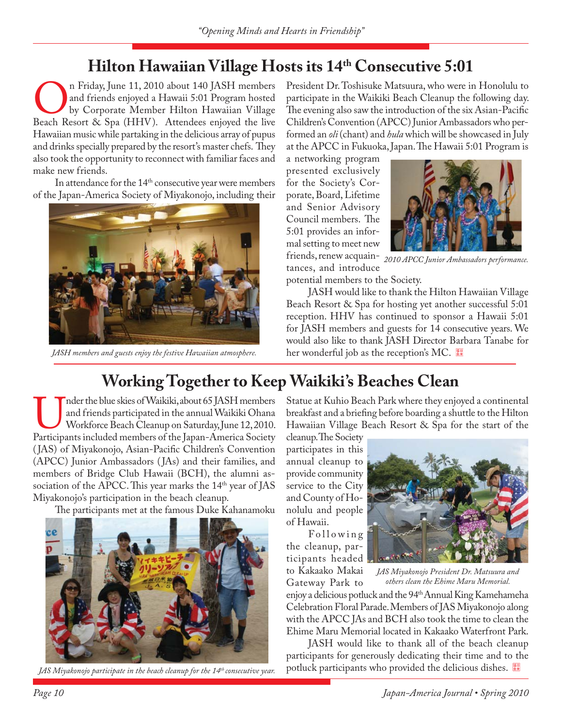## Hilton Hawaiian Village Hosts its 14th Consecutive 5:01

On Friday, June 11, 2010 about 140 JASH members and friends enjoyed a Hawaii 5:01 Program hosted by Corporate Member Hilton Hawaiian Village Beach Resort & Spa (HHV). Attendees enjoyed the live Hawaiian music while partaking in the delicious array of pupus and drinks specially prepared by the resort's master chefs. They also took the opportunity to reconnect with familiar faces and make new friends.

In attendance for the 14th consecutive year were members of the Japan-America Society of Miyakonojo, including their President Dr. Toshisuke Matsuura, who were in Honolulu to participate in the Waikiki Beach Cleanup the following day. The evening also saw the introduction of the six Asian-Pacific Children's Convention (APCC) Junior Ambassadors who performed an *oli* (chant) and *hula* which will be showcased in July at the APCC in Fukuoka, Japan. The Hawaii 5:01 Program is a networking program presented exclusively for the Society's Corporate, Board, Lifetime and Senior Advisory Council members. The 5:01 provides an informal setting to meet new friends, renew acquaintances, and introduce potential members to the Society.

*JASH members and guests enjoy the festive Hawaiian atmosphere.*

*2010 APCC Junior Ambassadors performance.*

JASH would like to thank the Hilton Hawaiian Village Beach Resort & Spa for hosting yet another successful 5:01 reception. HHV has continued to sponsor a Hawaii 5:01 for JASH members and guests for 14 consecutive years. We would also like to thank JASH Director Barbara Tanabe for her wonderful job as the reception's MC.

## Working Together to Keep Waikiki's Beaches Clean

Under the blue skies of Waikiki, about 65 JASH members and friends participated in the annual Waikiki Ohana Workforce Beach Cleanup on Saturday, June 12, 2010. Participants included members of the Japan-America Society (JAS) of Miyakonojo, Asian-Pacific Children's Convention (APCC) Junior Ambassadors (JAs) and their families, and members of Bridge Club Hawaii (BCH), the alumni association of the APCC. This year marks the 14th year of JAS Miyakonojo's participation in the beach cleanup.

The participants met at the famous Duke Kahanamoku Statue at Kuhio Beach Park where they enjoyed a continental breakfast and a briefing before boarding a shuttle to the Hilton Hawaiian Village Beach Resort & Spa for the start of the cleanup. The Society participates in this annual cleanup to provide community service to the City and County of Honolulu and people of Hawaii.

*JAS Miyakonojo participate in the beach cleanup for the 14th consecutive year.*

Following the cleanup, participants headed to Kakaako Makai Gateway Park to enjoy a delicious potluck and the 94th Annual King Kamehameha Celebration Floral Parade. Members of JAS Miyakonojo along with the APCC JAs and BCH also took the time to clean the Ehime Maru Memorial located in Kakaako Waterfront Park.

*JAS Miyakonojo President Dr. Matsuura and others clean the Ehime Maru Memorial.*

JASH would like to thank all of the beach cleanup participants for generously dedicating their time and to the potluck participants who provided the delicious dishes.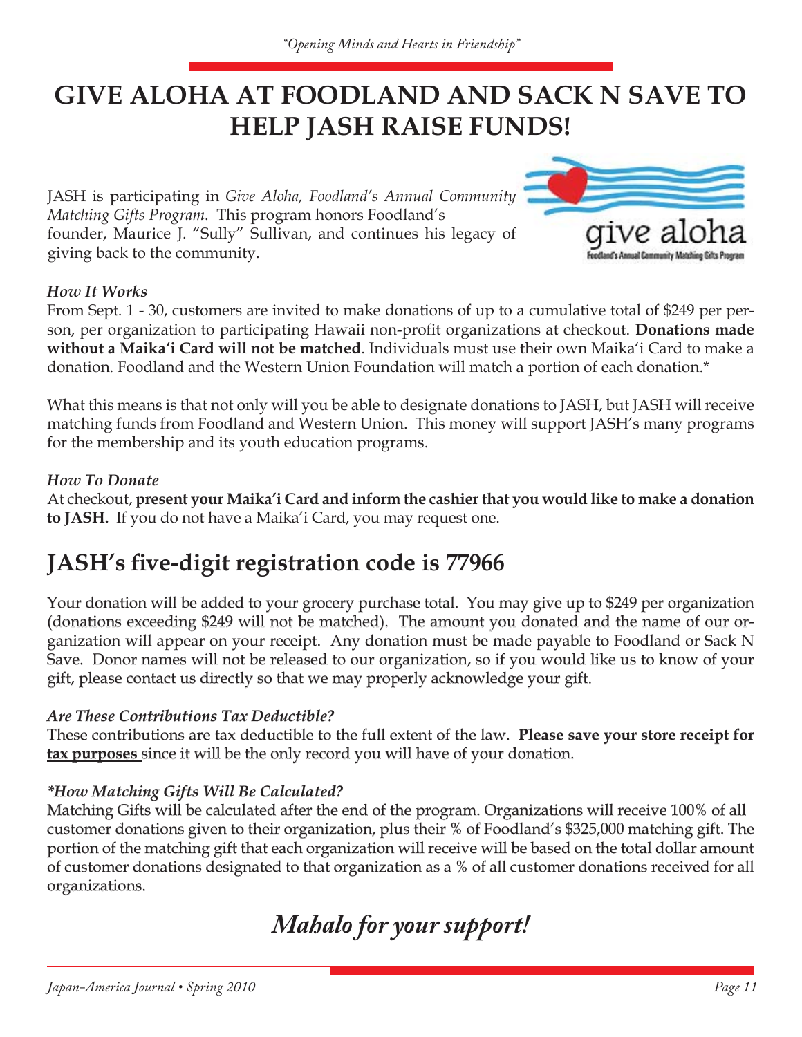# GIVE ALOHA AT FOODLAND AND SACK N SAVE TO HELP JASH RAISE FUNDS!

JASH is participating in *Give Aloha, Foodland's Annual Community Matching Gifts Program*. This program honors Foodland's founder, Maurice J. "Sully" Sullivan, and continues his legacy of giving back to the community.

### *How It Works*

From Sept. 1 - 30, customers are invited to make donations of up to a cumulative total of $249 per person, per organization to participating Hawaii non-profit organizations at checkout. **Donations made without a Maika'i Card will not be matched**. Individuals must use their own Maika'i Card to make a donation. Foodland and the Western Union Foundation will match a portion of each donation.*

What this means is that not only will you be able to designate donations to JASH, but JASH will receive matching funds from Foodland and Western Union. This money will support JASH's many programs for the membership and its youth education programs.

### *How To Donate*

At checkout, **present your Maika'i Card and inform the cashier that you would like to make a donation to JASH.** If you do not have a Maika'i Card, you may request one.

## JASH's five-digit registration code is 77966

Your donation will be added to your grocery purchase total. You may give up to $249 per organization (donations exceeding $249 will not be matched). The amount you donated and the name of our organization will appear on your receipt. Any donation must be made payable to Foodland or Sack N Save. Donor names will not be released to our organization, so if you would like us to know of your gift, please contact us directly so that we may properly acknowledge your gift.

### *Are These Contributions Tax Deductible?*

These contributions are tax deductible to the full extent of the law. **Please save your store receipt for tax purposes** since it will be the only record you will have of your donation.

### *\*How Matching Gifts Will Be Calculated?*

Matching Gifts will be calculated after the end of the program. Organizations will receive 100% of all customer donations given to their organization, plus their % of Foodland's $325,000 matching gift. The portion of the matching gift that each organization will receive will be based on the total dollar amount of customer donations designated to that organization as a % of all customer donations received for all organizations.

## *Mahalo for your support!*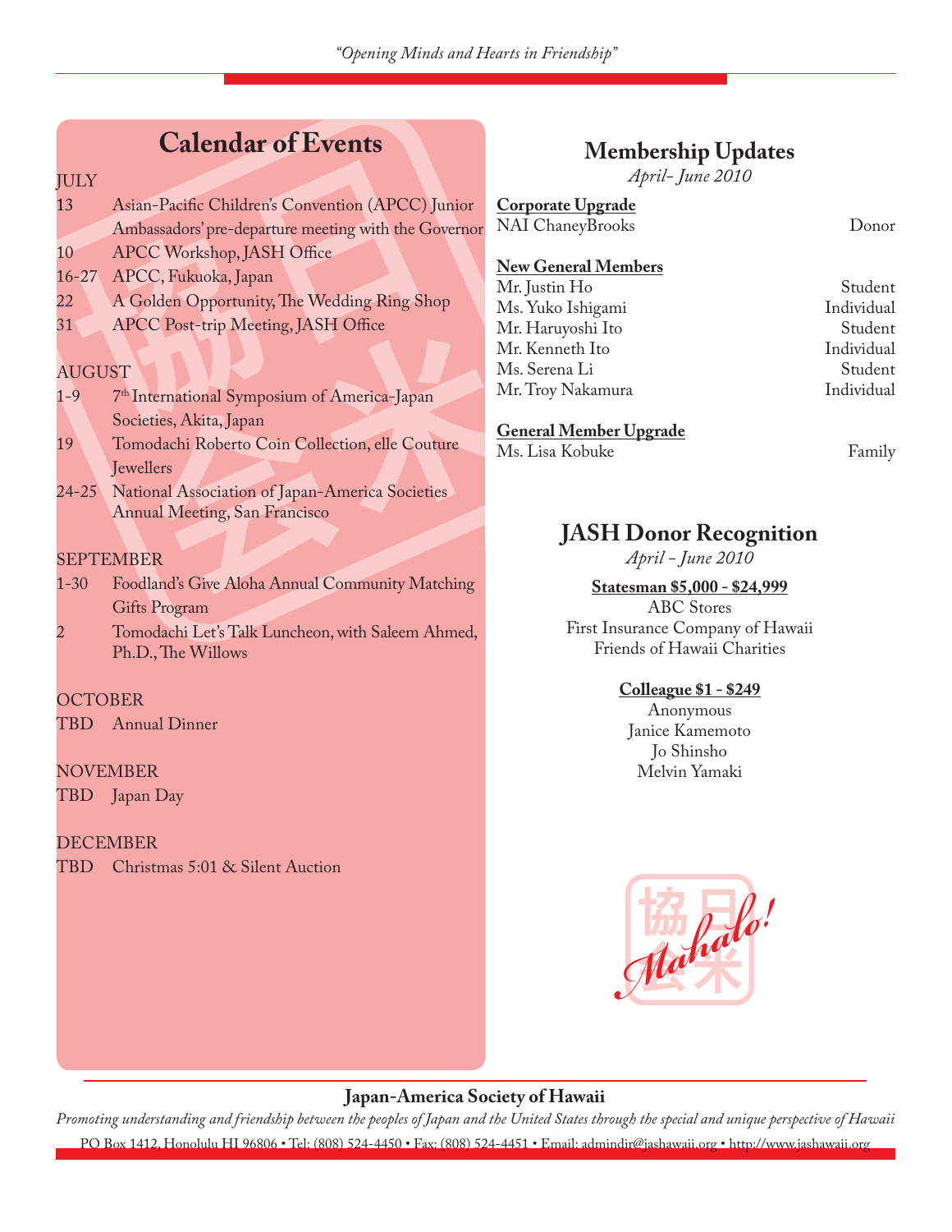## Calendar of Events

JULY

- 13 Asian-Pacific Children's Convention (APCC) Junior Ambassadors' pre-departure meeting with the Governor
- 10 APCC Workshop, JASH Office
- 16-27 APCC, Fukuoka, Japan
- 22 A Golden Opportunity, The Wedding Ring Shop
- 31 APCC Post-trip Meeting, JASH Office

AUGUST

- 1-9 7th International Symposium of America-Japan Societies, Akita, Japan
- 19 Tomodachi Roberto Coin Collection, elle Couture Jewellers
- 24-25 National Association of Japan-America Societies Annual Meeting, San Francisco

SEPTEMBER

- 1-30 Foodland's Give Aloha Annual Community Matching Gifts Program
- 2 Tomodachi Let's Talk Luncheon, with Saleem Ahmed, Ph.D., The Willows

OCTOBER

- TBD Annual Dinner

NOVEMBER

- TBD Japan Day

DECEMBER

- TBD Christmas 5:01 & Silent Auction

## Membership Updates

*April- June 2010*

**Corporate Upgrade**

| | |
|---|---|
| NAI ChaneyBrooks | Donor |

**New General Members**

| | |
|---|---|
| Mr. Justin Ho | Student |
| Ms. Yuko Ishigami | Individual |
| Mr. Haruyoshi Ito | Student |
| Mr. Kenneth Ito | Individual |
| Ms. Serena Li | Student |
| Mr. Troy Nakamura | Individual |

**General Member Upgrade**

| | |
|---|---|
| Ms. Lisa Kobuke | Family |

## JASH Donor Recognition

*April - June 2010*

**Statesman $5,000 - $24,999**

ABC Stores
First Insurance Company of Hawaii
Friends of Hawaii Charities

**Colleague $1 - $249**

Anonymous
Janice Kamemoto
Jo Shinsho
Melvin Yamaki

*Mahalo!*

**Japan-America Society of Hawaii**

*Promoting understanding and friendship between the peoples of Japan and the United States through the special and unique perspective of Hawaii*

PO Box 1412, Honolulu HI 96806 • Tel: (808) 524-4450 • Fax: (808) 524-4451 • Email: admindir@jashawaii.org • http://www.jashawaii.org